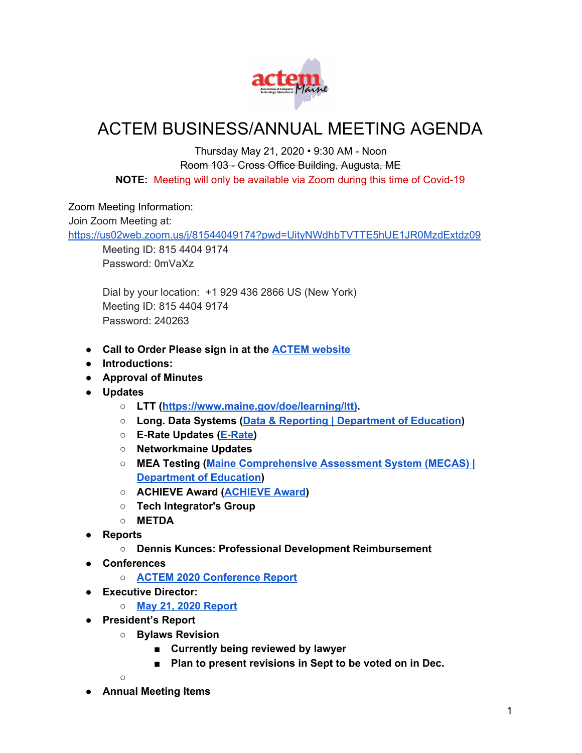# ACTEM BUSINESS/ANNUAL MEETING AGENDA

Thursday May 21, 2020 • 9:30 AM - Noon

~~Room 103 - Cross Office Building, Augusta, ME~~

**NOTE:** Meeting will only be available via Zoom during this time of Covid-19

Zoom Meeting Information:
Join Zoom Meeting at:
https://us02web.zoom.us/j/81544049174?pwd=UityNWdhbTVTTE5hUE1JR0MzdExtdz09

Meeting ID: 815 4404 9174
Password: 0mVaXz

Dial by your location: +1 929 436 2866 US (New York)
Meeting ID: 815 4404 9174
Password: 240263

- **Call to Order Please sign in at the ACTEM website**
- **Introductions:**
- **Approval of Minutes**
- **Updates**
  - **LTT (https://www.maine.gov/doe/learning/ltt).**
  - **Long. Data Systems (Data & Reporting | Department of Education)**
  - **E-Rate Updates (E-Rate)**
  - **Networkmaine Updates**
  - **MEA Testing (Maine Comprehensive Assessment System (MECAS) | Department of Education)**
  - **ACHIEVE Award (ACHIEVE Award)**
  - **Tech Integrator's Group**
  - **METDA**
- **Reports**
  - **Dennis Kunces: Professional Development Reimbursement**
- **Conferences**
  - **ACTEM 2020 Conference Report**
- **Executive Director:**
  - **May 21, 2020 Report**
- **President's Report**
  - **Bylaws Revision**
    - **Currently being reviewed by lawyer**
    - **Plan to present revisions in Sept to be voted on in Dec.**
  - 
- **Annual Meeting Items**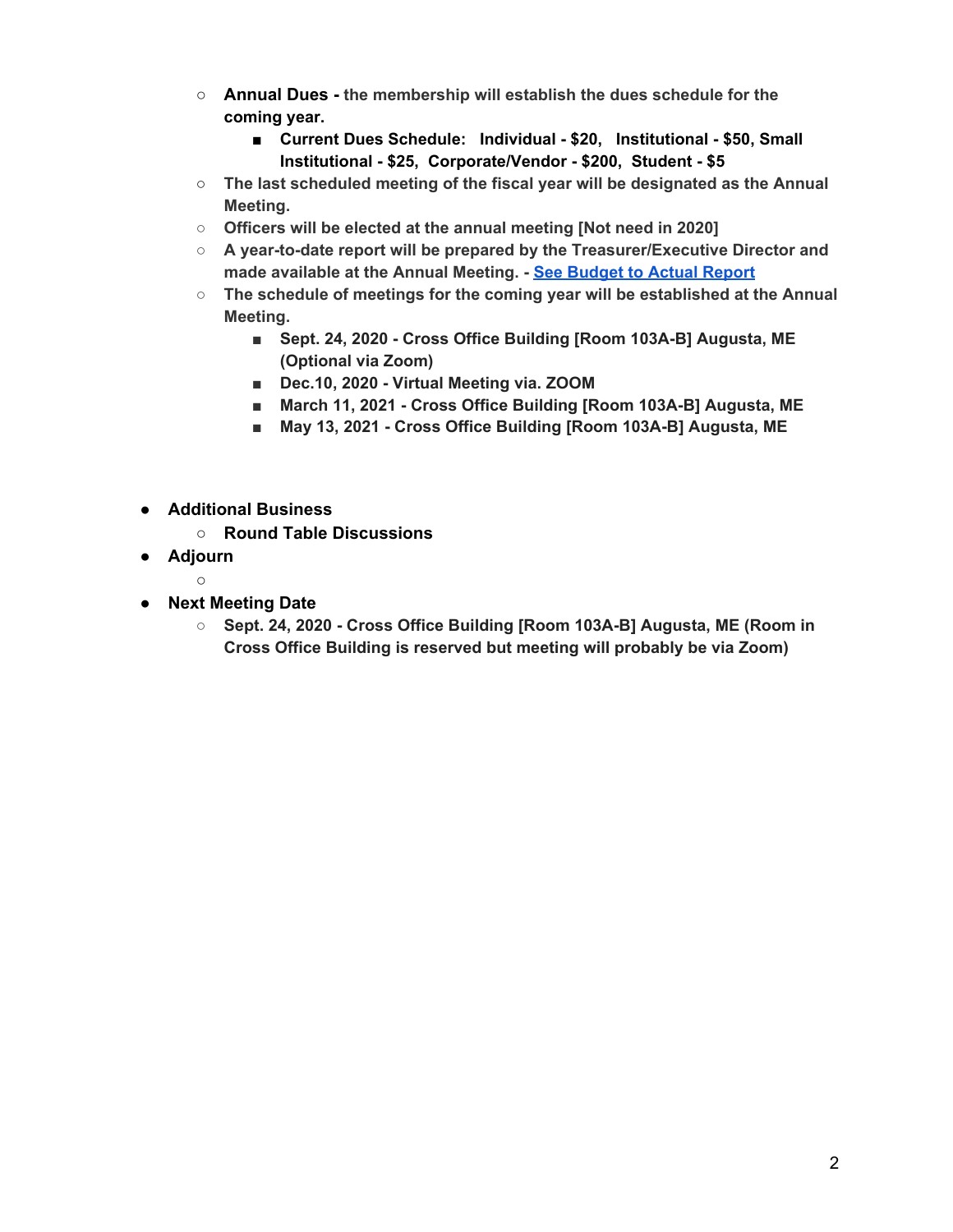- **Annual Dues -** the membership will establish the dues schedule for the coming year.
    - **Current Dues Schedule: Individual - $20, Institutional - $50, Small Institutional - $25, Corporate/Vendor - $200, Student - $5**
- The last scheduled meeting of the fiscal year will be designated as the Annual Meeting.
- Officers will be elected at the annual meeting [Not need in 2020]
- A year-to-date report will be prepared by the Treasurer/Executive Director and made available at the Annual Meeting. - See Budget to Actual Report
- The schedule of meetings for the coming year will be established at the Annual Meeting.
    - Sept. 24, 2020 - Cross Office Building [Room 103A-B] Augusta, ME (Optional via Zoom)
    - Dec.10, 2020 - Virtual Meeting via. ZOOM
    - March 11, 2021 - Cross Office Building [Room 103A-B] Augusta, ME
    - May 13, 2021 - Cross Office Building [Room 103A-B] Augusta, ME

- **Additional Business**
    - **Round Table Discussions**
- **Adjourn**
- **Next Meeting Date**
    - **Sept. 24, 2020 - Cross Office Building [Room 103A-B] Augusta, ME (Room in Cross Office Building is reserved but meeting will probably be via Zoom)**